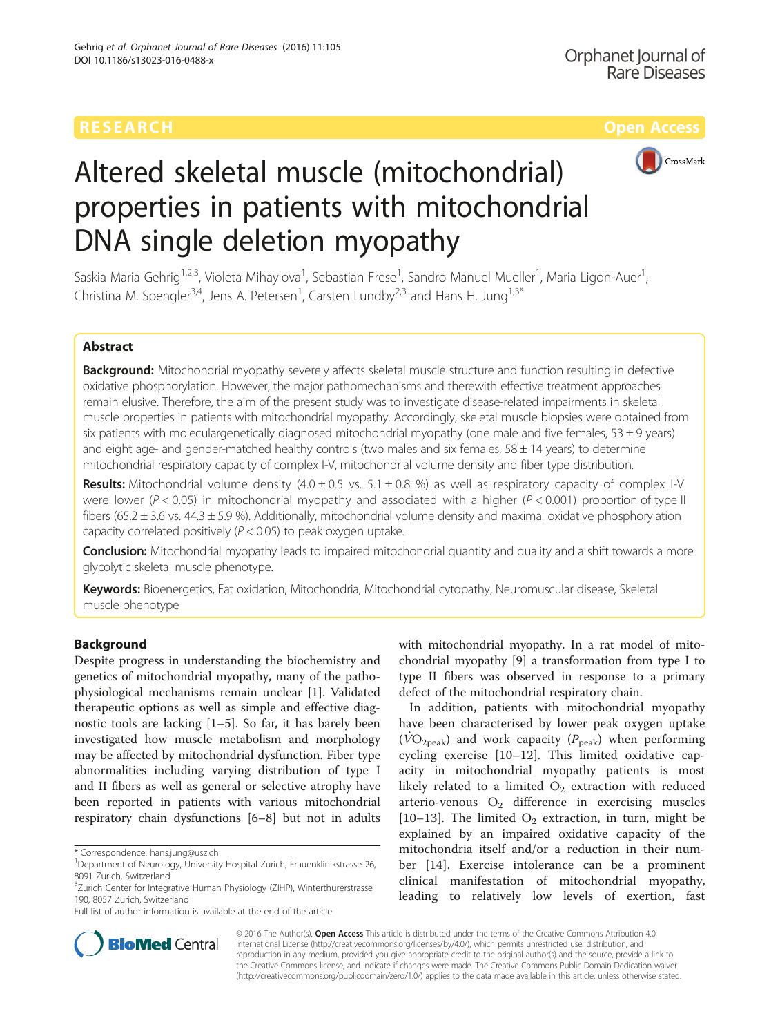**RESEARCH** **Open Access**

# Altered skeletal muscle (mitochondrial) properties in patients with mitochondrial DNA single deletion myopathy

Saskia Maria Gehrig[1,2,3], Violeta Mihaylova[1], Sebastian Frese[1], Sandro Manuel Mueller[1], Maria Ligon-Auer[1], Christina M. Spengler[3,4], Jens A. Petersen[1], Carsten Lundby[2,3] and Hans H. Jung[1,3*]

## Abstract

**Background:** Mitochondrial myopathy severely affects skeletal muscle structure and function resulting in defective oxidative phosphorylation. However, the major pathomechanisms and therewith effective treatment approaches remain elusive. Therefore, the aim of the present study was to investigate disease-related impairments in skeletal muscle properties in patients with mitochondrial myopathy. Accordingly, skeletal muscle biopsies were obtained from six patients with moleculargenetically diagnosed mitochondrial myopathy (one male and five females, 53 ± 9 years) and eight age- and gender-matched healthy controls (two males and six females, 58 ± 14 years) to determine mitochondrial respiratory capacity of complex I-V, mitochondrial volume density and fiber type distribution.

**Results:** Mitochondrial volume density (4.0 ± 0.5 vs. 5.1 ± 0.8 %) as well as respiratory capacity of complex I-V were lower ($P < 0.05$) in mitochondrial myopathy and associated with a higher ($P < 0.001$) proportion of type II fibers (65.2 ± 3.6 vs. 44.3 ± 5.9 %). Additionally, mitochondrial volume density and maximal oxidative phosphorylation capacity correlated positively ($P < 0.05$) to peak oxygen uptake.

**Conclusion:** Mitochondrial myopathy leads to impaired mitochondrial quantity and quality and a shift towards a more glycolytic skeletal muscle phenotype.

**Keywords:** Bioenergetics, Fat oxidation, Mitochondria, Mitochondrial cytopathy, Neuromuscular disease, Skeletal muscle phenotype

## Background

Despite progress in understanding the biochemistry and genetics of mitochondrial myopathy, many of the pathophysiological mechanisms remain unclear [1]. Validated therapeutic options as well as simple and effective diagnostic tools are lacking [1–5]. So far, it has barely been investigated how muscle metabolism and morphology may be affected by mitochondrial dysfunction. Fiber type abnormalities including varying distribution of type I and II fibers as well as general or selective atrophy have been reported in patients with various mitochondrial respiratory chain dysfunctions [6–8] but not in adults with mitochondrial myopathy. In a rat model of mitochondrial myopathy [9] a transformation from type I to type II fibers was observed in response to a primary defect of the mitochondrial respiratory chain.

In addition, patients with mitochondrial myopathy have been characterised by lower peak oxygen uptake ($\dot{V}O_{2peak}$) and work capacity ($P_{peak}$) when performing cycling exercise [10–12]. This limited oxidative capacity in mitochondrial myopathy patients is most likely related to a limited $O_2$ extraction with reduced arterio-venous $O_2$ difference in exercising muscles [10–13]. The limited $O_2$ extraction, in turn, might be explained by an impaired oxidative capacity of the mitochondria itself and/or a reduction in their number [14]. Exercise intolerance can be a prominent clinical manifestation of mitochondrial myopathy, leading to relatively low levels of exertion, fast

\* Correspondence: hans.jung@usz.ch
[1]Department of Neurology, University Hospital Zurich, Frauenklinikstrasse 26, 8091 Zurich, Switzerland
[3]Zurich Center for Integrative Human Physiology (ZIHP), Winterthurerstrasse 190, 8057 Zurich, Switzerland
Full list of author information is available at the end of the article

© 2016 The Author(s). **Open Access** This article is distributed under the terms of the Creative Commons Attribution 4.0 International License (http://creativecommons.org/licenses/by/4.0/), which permits unrestricted use, distribution, and reproduction in any medium, provided you give appropriate credit to the original author(s) and the source, provide a link to the Creative Commons license, and indicate if changes were made. The Creative Commons Public Domain Dedication waiver (http://creativecommons.org/publicdomain/zero/1.0/) applies to the data made available in this article, unless otherwise stated.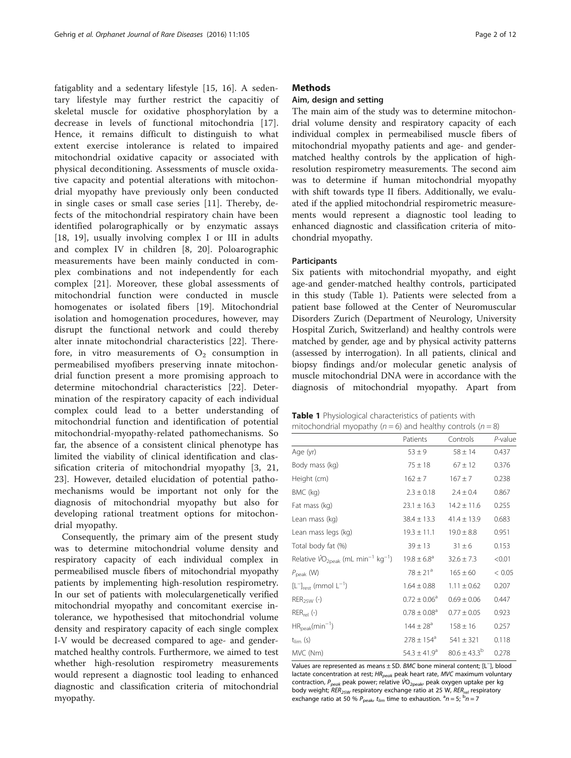fatigablity and a sedentary lifestyle [15, 16]. A sedentary lifestyle may further restrict the capacitiy of skeletal muscle for oxidative phosphorylation by a decrease in levels of functional mitochondria [17]. Hence, it remains difficult to distinguish to what extent exercise intolerance is related to impaired mitochondrial oxidative capacity or associated with physical deconditioning. Assessments of muscle oxidative capacity and potential alterations with mitochondrial myopathy have previously only been conducted in single cases or small case series [11]. Thereby, defects of the mitochondrial respiratory chain have been identified polarographically or by enzymatic assays [18, 19], usually involving complex I or III in adults and complex IV in children [8, 20]. Poloarographic measurements have been mainly conducted in complex combinations and not independently for each complex [21]. Moreover, these global assessments of mitochondrial function were conducted in muscle homogenates or isolated fibers [19]. Mitochondrial isolation and homogenation procedures, however, may disrupt the functional network and could thereby alter innate mitochondrial characteristics [22]. Therefore, in vitro measurements of $O_2$ consumption in permeabilised myofibers preserving innate mitochondrial function present a more promising approach to determine mitochondrial characteristics [22]. Determination of the respiratory capacity of each individual complex could lead to a better understanding of mitochondrial function and identification of potential mitochondrial-myopathy-related pathomechanisms. So far, the absence of a consistent clinical phenotype has limited the viability of clinical identification and classification criteria of mitochondrial myopathy [3, 21, 23]. However, detailed elucidation of potential pathomechanisms would be important not only for the diagnosis of mitochondrial myopathy but also for developing rational treatment options for mitochondrial myopathy.

Consequently, the primary aim of the present study was to determine mitochondrial volume density and respiratory capacity of each individual complex in permeabilised muscle fibers of mitochondrial myopathy patients by implementing high-resolution respirometry. In our set of patients with moleculargenetically verified mitochondrial myopathy and concomitant exercise intolerance, we hypothesised that mitochondrial volume density and respiratory capacity of each single complex I-V would be decreased compared to age- and gender-matched healthy controls. Furthermore, we aimed to test whether high-resolution respirometry measurements would represent a diagnostic tool leading to enhanced diagnostic and classification criteria of mitochondrial myopathy.

## Methods

### Aim, design and setting

The main aim of the study was to determine mitochondrial volume density and respiratory capacity of each individual complex in permeabilised muscle fibers of mitochondrial myopathy patients and age- and gender-matched healthy controls by the application of high-resolution respirometry measurements. The second aim was to determine if human mitochondrial myopathy with shift towards type II fibers. Additionally, we evaluated if the applied mitochondrial respirometric measurements would represent a diagnostic tool leading to enhanced diagnostic and classification criteria of mitochondrial myopathy.

### Participants

Six patients with mitochondrial myopathy, and eight age-and gender-matched healthy controls, participated in this study (Table 1). Patients were selected from a patient base followed at the Center of Neuromuscular Disorders Zurich (Department of Neurology, University Hospital Zurich, Switzerland) and healthy controls were matched by gender, age and by physical activity patterns (assessed by interrogation). In all patients, clinical and biopsy findings and/or molecular genetic analysis of muscle mitochondrial DNA were in accordance with the diagnosis of mitochondrial myopathy. Apart from

**Table 1** Physiological characteristics of patients with mitochondrial myopathy ($n = 6$) and healthy controls ($n = 8$)

| | Patients | Controls | *P*-value |
|---|---|---|---|
| Age (yr) | 53 ± 9 | 58 ± 14 | 0.437 |
| Body mass (kg) | 75 ± 18 | 67 ± 12 | 0.376 |
| Height (cm) | 162 ± 7 | 167 ± 7 | 0.238 |
| BMC (kg) | 2.3 ± 0.18 | 2.4 ± 0.4 | 0.867 |
| Fat mass (kg) | 23.1 ± 16.3 | 14.2 ± 11.6 | 0.255 |
| Lean mass (kg) | 38.4 ± 13.3 | 41.4 ± 13.9 | 0.683 |
| Lean mass legs (kg) | 19.3 ± 11.1 | 19.0 ± 8.8 | 0.951 |
| Total body fat (%) | 39 ± 13 | 31 ± 6 | 0.153 |
| Relative $\dot{V}O_{2peak}$ (mL min$^{-1}$ kg$^{-1}$) | 19.8 ± 6.8[a] | 32.6 ± 7.3 | <0.01 |
| $P_{peak}$ (W) | 78 ± 21[a] | 165 ± 60 | < 0.05 |
| $[L^{-}]_{rest}$ (mmol L$^{-1}$) | 1.64 ± 0.88 | 1.11 ± 0.62 | 0.207 |
| $RER_{25W}$ (-) | 0.72 ± 0.06[a] | 0.69 ± 0.06 | 0.447 |
| $RER_{rel}$ (-) | 0.78 ± 0.08[a] | 0.77 ± 0.05 | 0.923 |
| $HR_{peak}$(min$^{-1}$) | 144 ± 28[a] | 158 ± 16 | 0.257 |
| $t_{lim}$ (s) | 278 ± 154[a] | 541 ± 321 | 0.118 |
| MVC (Nm) | 54.3 ± 41.9[a] | 80.6 ± 43.3[b] | 0.278 |

Values are represented as means ± SD. *BMC* bone mineral content; $[L^{-}]$, blood lactate concentration at rest; $HR_{peak}$ peak heart rate, *MVC* maximum voluntary contraction, $P_{peak}$ peak power; relative $\dot{V}O_{2peak}$, peak oxygen uptake per kg body weight; $RER_{25W}$ respiratory exchange ratio at 25 W, $RER_{rel}$ respiratory exchange ratio at 50 % $P_{peak}$, $t_{lim}$ time to exhaustion. [a]$n = 5$; [b]$n = 7$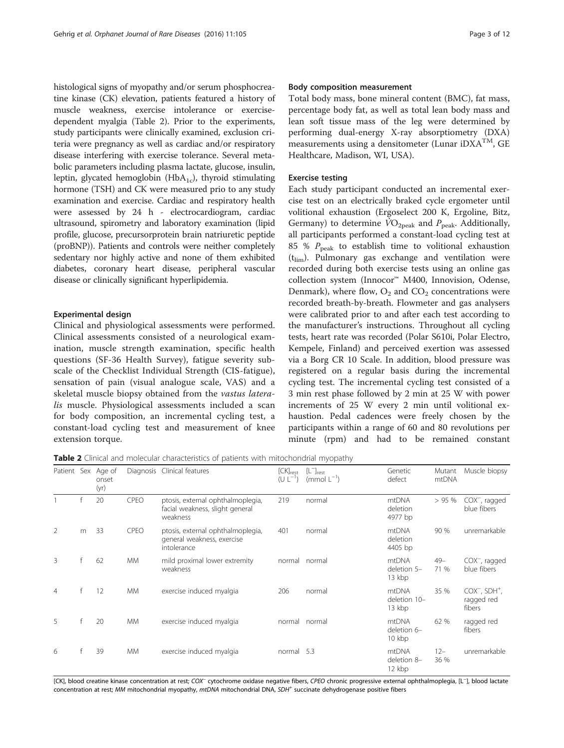histological signs of myopathy and/or serum phosphocreatine kinase (CK) elevation, patients featured a history of muscle weakness, exercise intolerance or exercise-dependent myalgia (Table 2). Prior to the experiments, study participants were clinically examined, exclusion criteria were pregnancy as well as cardiac and/or respiratory disease interfering with exercise tolerance. Several metabolic parameters including plasma lactate, glucose, insulin, leptin, glycated hemoglobin ($HbA_{1c}$), thyroid stimulating hormone (TSH) and CK were measured prio to any study examination and exercise. Cardiac and respiratory health were assessed by 24 h - electrocardiogram, cardiac ultrasound, spirometry and laboratory examination (lipid profile, glucose, precursorprotein brain natriuretic peptide (proBNP)). Patients and controls were neither completely sedentary nor highly active and none of them exhibited diabetes, coronary heart disease, peripheral vascular disease or clinically significant hyperlipidemia.

### Experimental design

Clinical and physiological assessments were performed. Clinical assessments consisted of a neurological examination, muscle strength examination, specific health questions (SF-36 Health Survey), fatigue severity subscale of the Checklist Individual Strength (CIS-fatigue), sensation of pain (visual analogue scale, VAS) and a skeletal muscle biopsy obtained from the *vastus lateralis* muscle. Physiological assessments included a scan for body composition, an incremental cycling test, a constant-load cycling test and measurement of knee extension torque.

### Body composition measurement

Total body mass, bone mineral content (BMC), fat mass, percentage body fat, as well as total lean body mass and lean soft tissue mass of the leg were determined by performing dual-energy X-ray absorptiometry (DXA) measurements using a densitometer (Lunar iDXA™, GE Healthcare, Madison, WI, USA).

### Exercise testing

Each study participant conducted an incremental exercise test on an electrically braked cycle ergometer until volitional exhaustion (Ergoselect 200 K, Ergoline, Bitz, Germany) to determine $\dot{V}O_{2peak}$ and $P_{peak}$. Additionally, all participants performed a constant-load cycling test at 85 % $P_{peak}$ to establish time to volitional exhaustion ($t_{lim}$). Pulmonary gas exchange and ventilation were recorded during both exercise tests using an online gas collection system (Innocor™ M400, Innovision, Odense, Denmark), where flow, $O_2$ and $CO_2$ concentrations were recorded breath-by-breath. Flowmeter and gas analysers were calibrated prior to and after each test according to the manufacturer's instructions. Throughout all cycling tests, heart rate was recorded (Polar S610i, Polar Electro, Kempele, Finland) and perceived exertion was assessed via a Borg CR 10 Scale. In addition, blood pressure was registered on a regular basis during the incremental cycling test. The incremental cycling test consisted of a 3 min rest phase followed by 2 min at 25 W with power increments of 25 W every 2 min until volitional exhaustion. Pedal cadences were freely chosen by the participants within a range of 60 and 80 revolutions per minute (rpm) and had to be remained constant

**Table 2** Clinical and molecular characteristics of patients with mitochondrial myopathy

| Patient | Sex | Age of onset (yr) | Diagnosis | Clinical features | $[CK]_{rest}$ ($U\ L^{-1}$) | $[L^-]_{rest}$ ($mmol\ L^{-1}$) | Genetic defect | Mutant mtDNA | Muscle biopsy |
|---|---|---|---|---|---|---|---|---|---|
| 1 | f | 20 | CPEO | ptosis, external ophthalmoplegia, facial weakness, slight general weakness | 219 | normal | mtDNA deletion 4977 bp | > 95 % | $COX^-$, ragged blue fibers |
| 2 | m | 33 | CPEO | ptosis, external ophthalmoplegia, general weakness, exercise intolerance | 401 | normal | mtDNA deletion 4405 bp | 90 % | unremarkable |
| 3 | f | 62 | MM | mild proximal lower extremity weakness | normal | normal | mtDNA deletion 5–13 kbp | 49–71 % | $COX^-$, ragged blue fibers |
| 4 | f | 12 | MM | exercise induced myalgia | 206 | normal | mtDNA deletion 10–13 kbp | 35 % | $COX^-$, $SDH^+$, ragged red fibers |
| 5 | f | 20 | MM | exercise induced myalgia | normal | normal | mtDNA deletion 6–10 kbp | 62 % | ragged red fibers |
| 6 | f | 39 | MM | exercise induced myalgia | normal | 5.3 | mtDNA deletion 8–12 kbp | 12–36 % | unremarkable |

[CK], blood creatine kinase concentration at rest; $COX^-$ cytochrome oxidase negative fibers, CPEO chronic progressive external ophthalmoplegia, $[L^-]$, blood lactate concentration at rest; MM mitochondrial myopathy, mtDNA mitochondrial DNA, $SDH^+$ succinate dehydrogenase positive fibers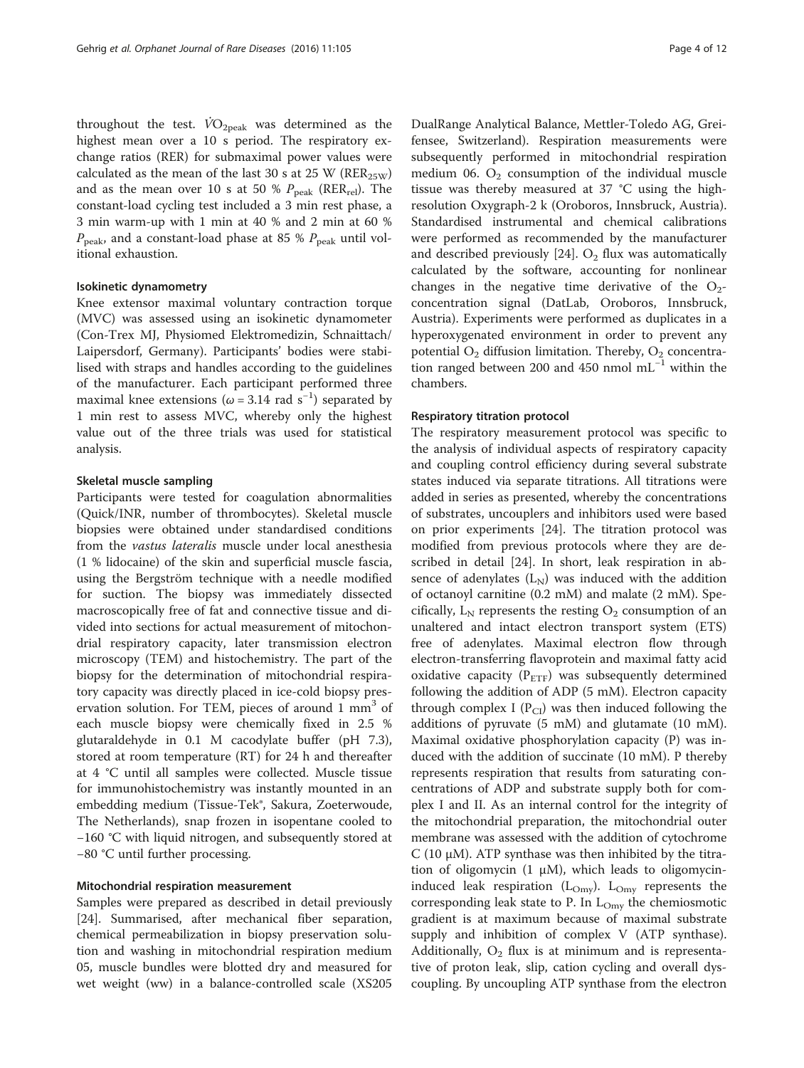throughout the test. $\dot{V}O_{2peak}$ was determined as the highest mean over a 10 s period. The respiratory exchange ratios (RER) for submaximal power values were calculated as the mean of the last 30 s at 25 W ($RER_{25W}$) and as the mean over 10 s at 50 % $P_{peak}$ ($RER_{rel}$). The constant-load cycling test included a 3 min rest phase, a 3 min warm-up with 1 min at 40 % and 2 min at 60 % $P_{peak}$, and a constant-load phase at 85 % $P_{peak}$ until volitional exhaustion.

#### Isokinetic dynamometry

Knee extensor maximal voluntary contraction torque (MVC) was assessed using an isokinetic dynamometer (Con-Trex MJ, Physiomed Elektromedizin, Schnaittach/Laipersdorf, Germany). Participants' bodies were stabilised with straps and handles according to the guidelines of the manufacturer. Each participant performed three maximal knee extensions ($\omega = 3.14$ rad $s^{-1}$) separated by 1 min rest to assess MVC, whereby only the highest value out of the three trials was used for statistical analysis.

#### Skeletal muscle sampling

Participants were tested for coagulation abnormalities (Quick/INR, number of thrombocytes). Skeletal muscle biopsies were obtained under standardised conditions from the *vastus lateralis* muscle under local anesthesia (1 % lidocaine) of the skin and superficial muscle fascia, using the Bergström technique with a needle modified for suction. The biopsy was immediately dissected macroscopically free of fat and connective tissue and divided into sections for actual measurement of mitochondrial respiratory capacity, later transmission electron microscopy (TEM) and histochemistry. The part of the biopsy for the determination of mitochondrial respiratory capacity was directly placed in ice-cold biopsy preservation solution. For TEM, pieces of around 1 $mm^3$ of each muscle biopsy were chemically fixed in 2.5 % glutaraldehyde in 0.1 M cacodylate buffer (pH 7.3), stored at room temperature (RT) for 24 h and thereafter at 4 °C until all samples were collected. Muscle tissue for immunohistochemistry was instantly mounted in an embedding medium (Tissue-Tek®, Sakura, Zoeterwoude, The Netherlands), snap frozen in isopentane cooled to −160 °C with liquid nitrogen, and subsequently stored at −80 °C until further processing.

#### Mitochondrial respiration measurement

Samples were prepared as described in detail previously [24]. Summarised, after mechanical fiber separation, chemical permeabilization in biopsy preservation solution and washing in mitochondrial respiration medium 05, muscle bundles were blotted dry and measured for wet weight (ww) in a balance-controlled scale (XS205 DualRange Analytical Balance, Mettler-Toledo AG, Greifensee, Switzerland). Respiration measurements were subsequently performed in mitochondrial respiration medium 06. $O_2$ consumption of the individual muscle tissue was thereby measured at 37 °C using the high-resolution Oxygraph-2 k (Oroboros, Innsbruck, Austria). Standardised instrumental and chemical calibrations were performed as recommended by the manufacturer and described previously [24]. $O_2$ flux was automatically calculated by the software, accounting for nonlinear changes in the negative time derivative of the $O_2$-concentration signal (DatLab, Oroboros, Innsbruck, Austria). Experiments were performed as duplicates in a hyperoxygenated environment in order to prevent any potential $O_2$ diffusion limitation. Thereby, $O_2$ concentration ranged between 200 and 450 nmol $mL^{-1}$ within the chambers.

#### Respiratory titration protocol

The respiratory measurement protocol was specific to the analysis of individual aspects of respiratory capacity and coupling control efficiency during several substrate states induced via separate titrations. All titrations were added in series as presented, whereby the concentrations of substrates, uncouplers and inhibitors used were based on prior experiments [24]. The titration protocol was modified from previous protocols where they are described in detail [24]. In short, leak respiration in absence of adenylates ($L_N$) was induced with the addition of octanoyl carnitine (0.2 mM) and malate (2 mM). Specifically, $L_N$ represents the resting $O_2$ consumption of an unaltered and intact electron transport system (ETS) free of adenylates. Maximal electron flow through electron-transferring flavoprotein and maximal fatty acid oxidative capacity ($P_{ETF}$) was subsequently determined following the addition of ADP (5 mM). Electron capacity through complex I ($P_{CI}$) was then induced following the additions of pyruvate (5 mM) and glutamate (10 mM). Maximal oxidative phosphorylation capacity (P) was induced with the addition of succinate (10 mM). P thereby represents respiration that results from saturating concentrations of ADP and substrate supply both for complex I and II. As an internal control for the integrity of the mitochondrial preparation, the mitochondrial outer membrane was assessed with the addition of cytochrome C (10 μM). ATP synthase was then inhibited by the titration of oligomycin (1 μM), which leads to oligomycin-induced leak respiration ($L_{Omy}$). $L_{Omy}$ represents the corresponding leak state to P. In $L_{Omy}$ the chemiosmotic gradient is at maximum because of maximal substrate supply and inhibition of complex V (ATP synthase). Additionally, $O_2$ flux is at minimum and is representative of proton leak, slip, cation cycling and overall dyscoupling. By uncoupling ATP synthase from the electron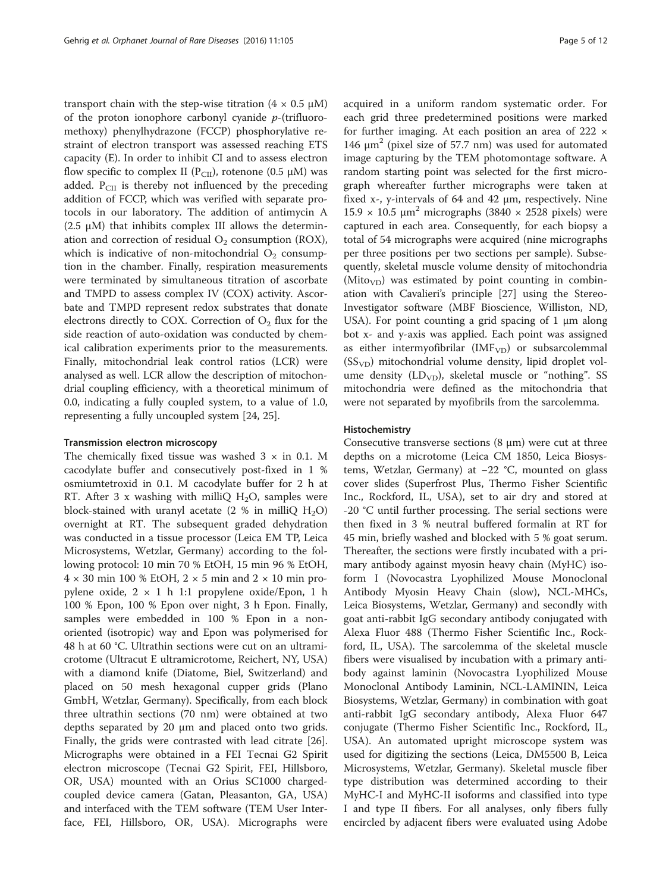transport chain with the step-wise titration ($4 \times 0.5$ μM) of the proton ionophore carbonyl cyanide *p*-(trifluoromethoxy) phenylhydrazone (FCCP) phosphorylative restraint of electron transport was assessed reaching ETS capacity (E). In order to inhibit CI and to assess electron flow specific to complex II ($P_{CII}$), rotenone (0.5 μM) was added. $P_{CII}$ is thereby not influenced by the preceding addition of FCCP, which was verified with separate protocols in our laboratory. The addition of antimycin A (2.5 μM) that inhibits complex III allows the determination and correction of residual $O_2$ consumption (ROX), which is indicative of non-mitochondrial $O_2$ consumption in the chamber. Finally, respiration measurements were terminated by simultaneous titration of ascorbate and TMPD to assess complex IV (COX) activity. Ascorbate and TMPD represent redox substrates that donate electrons directly to COX. Correction of $O_2$ flux for the side reaction of auto-oxidation was conducted by chemical calibration experiments prior to the measurements. Finally, mitochondrial leak control ratios (LCR) were analysed as well. LCR allow the description of mitochondrial coupling efficiency, with a theoretical minimum of 0.0, indicating a fully coupled system, to a value of 1.0, representing a fully uncoupled system [24, 25].

#### Transmission electron microscopy

The chemically fixed tissue was washed 3 × in 0.1. M cacodylate buffer and consecutively post-fixed in 1 % osmiumtetroxid in 0.1. M cacodylate buffer for 2 h at RT. After 3 x washing with milliQ $H_2O$, samples were block-stained with uranyl acetate (2 % in milliQ $H_2O$) overnight at RT. The subsequent graded dehydration was conducted in a tissue processor (Leica EM TP, Leica Microsystems, Wetzlar, Germany) according to the following protocol: 10 min 70 % EtOH, 15 min 96 % EtOH, 4 × 30 min 100 % EtOH, 2 × 5 min and 2 × 10 min propylene oxide, 2 × 1 h 1:1 propylene oxide/Epon, 1 h 100 % Epon, 100 % Epon over night, 3 h Epon. Finally, samples were embedded in 100 % Epon in a non-oriented (isotropic) way and Epon was polymerised for 48 h at 60 °C. Ultrathin sections were cut on an ultramicrotome (Ultracut E ultramicrotome, Reichert, NY, USA) with a diamond knife (Diatome, Biel, Switzerland) and placed on 50 mesh hexagonal cupper grids (Plano GmbH, Wetzlar, Germany). Specifically, from each block three ultrathin sections (70 nm) were obtained at two depths separated by 20 μm and placed onto two grids. Finally, the grids were contrasted with lead citrate [26]. Micrographs were obtained in a FEI Tecnai G2 Spirit electron microscope (Tecnai G2 Spirit, FEI, Hillsboro, OR, USA) mounted with an Orius SC1000 charged-coupled device camera (Gatan, Pleasanton, GA, USA) and interfaced with the TEM software (TEM User Interface, FEI, Hillsboro, OR, USA). Micrographs were acquired in a uniform random systematic order. For each grid three predetermined positions were marked for further imaging. At each position an area of 222 × 146 $\mu m^2$ (pixel size of 57.7 nm) was used for automated image capturing by the TEM photomontage software. A random starting point was selected for the first micrograph whereafter further micrographs were taken at fixed x-, y-intervals of 64 and 42 μm, respectively. Nine 15.9 × 10.5 $\mu m^2$ micrographs (3840 × 2528 pixels) were captured in each area. Consequently, for each biopsy a total of 54 micrographs were acquired (nine micrographs per three positions per two sections per sample). Subsequently, skeletal muscle volume density of mitochondria ($Mito_{VD}$) was estimated by point counting in combination with Cavalieri's principle [27] using the Stereo-Investigator software (MBF Bioscience, Williston, ND, USA). For point counting a grid spacing of 1 μm along bot x- and y-axis was applied. Each point was assigned as either intermyofibrilar ($IMF_{VD}$) or subsarcolemmal ($SS_{VD}$) mitochondrial volume density, lipid droplet volume density ($LD_{VD}$), skeletal muscle or "nothing". SS mitochondria were defined as the mitochondria that were not separated by myofibrils from the sarcolemma.

#### Histochemistry

Consecutive transverse sections (8 μm) were cut at three depths on a microtome (Leica CM 1850, Leica Biosystems, Wetzlar, Germany) at −22 °C, mounted on glass cover slides (Superfrost Plus, Thermo Fisher Scientific Inc., Rockford, IL, USA), set to air dry and stored at -20 °C until further processing. The serial sections were then fixed in 3 % neutral buffered formalin at RT for 45 min, briefly washed and blocked with 5 % goat serum. Thereafter, the sections were firstly incubated with a primary antibody against myosin heavy chain (MyHC) isoform I (Novocastra Lyophilized Mouse Monoclonal Antibody Myosin Heavy Chain (slow), NCL-MHCs, Leica Biosystems, Wetzlar, Germany) and secondly with goat anti-rabbit IgG secondary antibody conjugated with Alexa Fluor 488 (Thermo Fisher Scientific Inc., Rockford, IL, USA). The sarcolemma of the skeletal muscle fibers were visualised by incubation with a primary antibody against laminin (Novocastra Lyophilized Mouse Monoclonal Antibody Laminin, NCL-LAMININ, Leica Biosystems, Wetzlar, Germany) in combination with goat anti-rabbit IgG secondary antibody, Alexa Fluor 647 conjugate (Thermo Fisher Scientific Inc., Rockford, IL, USA). An automated upright microscope system was used for digitizing the sections (Leica, DM5500 B, Leica Microsystems, Wetzlar, Germany). Skeletal muscle fiber type distribution was determined according to their MyHC-I and MyHC-II isoforms and classified into type I and type II fibers. For all analyses, only fibers fully encircled by adjacent fibers were evaluated using Adobe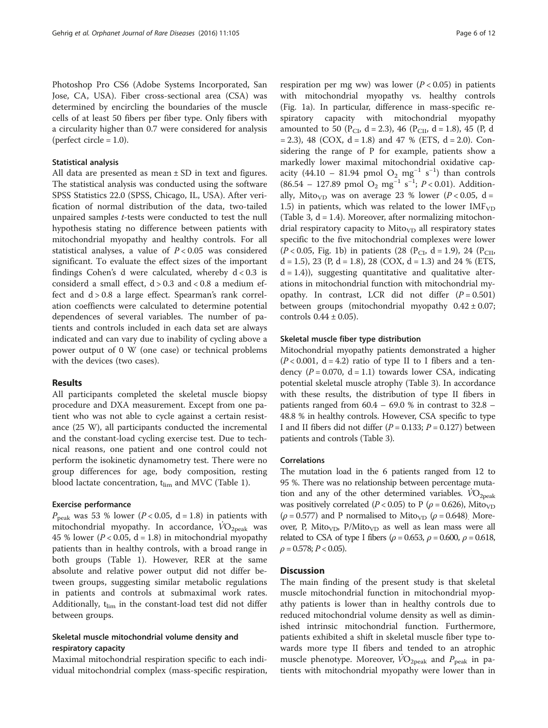Photoshop Pro CS6 (Adobe Systems Incorporated, San Jose, CA, USA). Fiber cross-sectional area (CSA) was determined by encircling the boundaries of the muscle cells of at least 50 fibers per fiber type. Only fibers with a circularity higher than 0.7 were considered for analysis (perfect circle = 1.0).

### Statistical analysis

All data are presented as mean ± SD in text and figures. The statistical analysis was conducted using the software SPSS Statistics 22.0 (SPSS, Chicago, IL, USA). After verification of normal distribution of the data, two-tailed unpaired samples *t*-tests were conducted to test the null hypothesis stating no difference between patients with mitochondrial myopathy and healthy controls. For all statistical analyses, a value of $P < 0.05$ was considered significant. To evaluate the effect sizes of the important findings Cohen's d were calculated, whereby $d < 0.3$ is considerd a small effect, $d > 0.3$ and $< 0.8$ a medium effect and $d > 0.8$ a large effect. Spearman's rank correlation coeffiencts were calculated to determine potential dependences of several variables. The number of patients and controls included in each data set are always indicated and can vary due to inability of cycling above a power output of 0 W (one case) or technical problems with the devices (two cases).

## Results

All participants completed the skeletal muscle biopsy procedure and DXA measurement. Except from one patient who was not able to cycle against a certain resistance (25 W), all participants conducted the incremental and the constant-load cycling exercise test. Due to technical reasons, one patient and one control could not perform the isokinetic dynamometry test. There were no group differences for age, body composition, resting blood lactate concentration, $t_{lim}$ and MVC (Table 1).

### Exercise performance

$P_{peak}$ was 53 % lower ($P < 0.05$, d = 1.8) in patients with mitochondrial myopathy. In accordance, $\dot{V}O_{2peak}$ was 45 % lower ($P < 0.05$, d = 1.8) in mitochondrial myopathy patients than in healthy controls, with a broad range in both groups (Table 1). However, RER at the same absolute and relative power output did not differ between groups, suggesting similar metabolic regulations in patients and controls at submaximal work rates. Additionally, $t_{lim}$ in the constant-load test did not differ between groups.

### Skeletal muscle mitochondrial volume density and respiratory capacity

Maximal mitochondrial respiration specific to each individual mitochondrial complex (mass-specific respiration, respiration per mg ww) was lower ($P < 0.05$) in patients with mitochondrial myopathy vs. healthy controls (Fig. 1a). In particular, difference in mass-specific respiratory capacity with mitochondrial myopathy amounted to 50 ($P_{CI}$, d = 2.3), 46 ($P_{CII}$, d = 1.8), 45 (P, d = 2.3), 48 (COX, d = 1.8) and 47 % (ETS, d = 2.0). Considering the range of P for example, patients show a markedly lower maximal mitochondrial oxidative capacity (44.10 – 81.94 pmol $O_2$ $mg^{-1}$ $s^{-1}$) than controls (86.54 – 127.89 pmol $O_2$ $mg^{-1}$ $s^{-1}$; $P < 0.01$). Additionally, $Mito_{VD}$ was on average 23 % lower ($P < 0.05$, d = 1.5) in patients, which was related to the lower $IMF_{VD}$ (Table 3, d = 1.4). Moreover, after normalizing mitochondrial respiratory capacity to $Mito_{VD}$ all respiratory states specific to the five mitochondrial complexes were lower ($P < 0.05$, Fig. 1b) in patients (28 ($P_{CI}$, d = 1.9), 24 ($P_{CII}$, d = 1.5), 23 (P, d = 1.8), 28 (COX, d = 1.3) and 24 % (ETS, d = 1.4)), suggesting quantitative and qualitative alterations in mitochondrial function with mitochondrial myopathy. In contrast, LCR did not differ ($P = 0.501$) between groups (mitochondrial myopathy 0.42 ± 0.07; controls 0.44 ± 0.05).

### Skeletal muscle fiber type distribution

Mitochondrial myopathy patients demonstrated a higher ($P < 0.001$, d = 4.2) ratio of type II to I fibers and a tendency ($P = 0.070$, d = 1.1) towards lower CSA, indicating potential skeletal muscle atrophy (Table 3). In accordance with these results, the distribution of type II fibers in patients ranged from 60.4 – 69.0 % in contrast to 32.8 – 48.8 % in healthy controls. However, CSA specific to type I and II fibers did not differ ($P = 0.133$; $P = 0.127$) between patients and controls (Table 3).

### Correlations

The mutation load in the 6 patients ranged from 12 to 95 %. There was no relationship between percentage mutation and any of the other determined variables. $\dot{V}O_{2peak}$ was positively correlated ($P < 0.05$) to P ($\rho = 0.626$), $Mito_{VD}$ ($\rho = 0.577$) and P normalised to $Mito_{VD}$ ($\rho = 0.648$). Moreover, P, $Mito_{VD}$, P/$Mito_{VD}$ as well as lean mass were all related to CSA of type I fibers ($\rho = 0.653$, $\rho = 0.600$, $\rho = 0.618$, $\rho = 0.578$; $P < 0.05$).

## Discussion

The main finding of the present study is that skeletal muscle mitochondrial function in mitochondrial myopathy patients is lower than in healthy controls due to reduced mitochondrial volume density as well as diminished intrinsic mitochondrial function. Furthermore, patients exhibited a shift in skeletal muscle fiber type towards more type II fibers and tended to an atrophic muscle phenotype. Moreover, $\dot{V}O_{2peak}$ and $P_{peak}$ in patients with mitochondrial myopathy were lower than in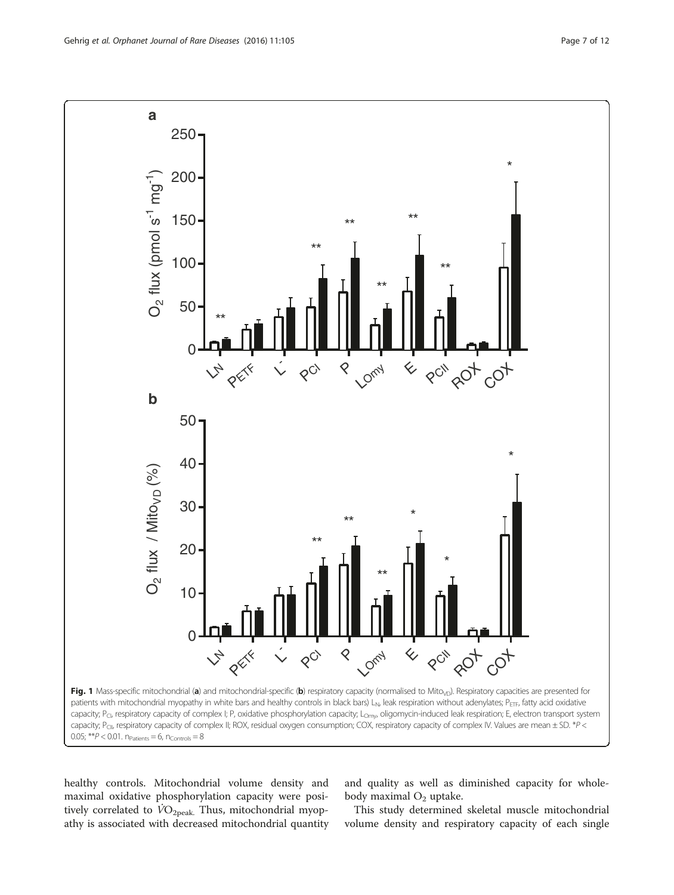**Fig. 1** Mass-specific mitochondrial (**a**) and mitochondrial-specific (**b**) respiratory capacity (normalised to $Mito_{VD}$). Respiratory capacities are presented for patients with mitochondrial myopathy in white bars and healthy controls in black bars) $L_N$, leak respiration without adenylates; $P_{ETF}$, fatty acid oxidative capacity; $P_{CI}$, respiratory capacity of complex I; P, oxidative phosphorylation capacity; $L_{Omy}$, oligomycin-induced leak respiration; E, electron transport system capacity; $P_{CII}$, respiratory capacity of complex II; ROX, residual oxygen consumption; COX, respiratory capacity of complex IV. Values are mean ± SD. *$P < 0.05$; **$P < 0.01$. $n_{Patients} = 6$, $n_{Controls} = 8$

healthy controls. Mitochondrial volume density and maximal oxidative phosphorylation capacity were positively correlated to $\dot{V}O_{2peak}$. Thus, mitochondrial myopathy is associated with decreased mitochondrial quantity and quality as well as diminished capacity for whole-body maximal $O_2$ uptake.

This study determined skeletal muscle mitochondrial volume density and respiratory capacity of each single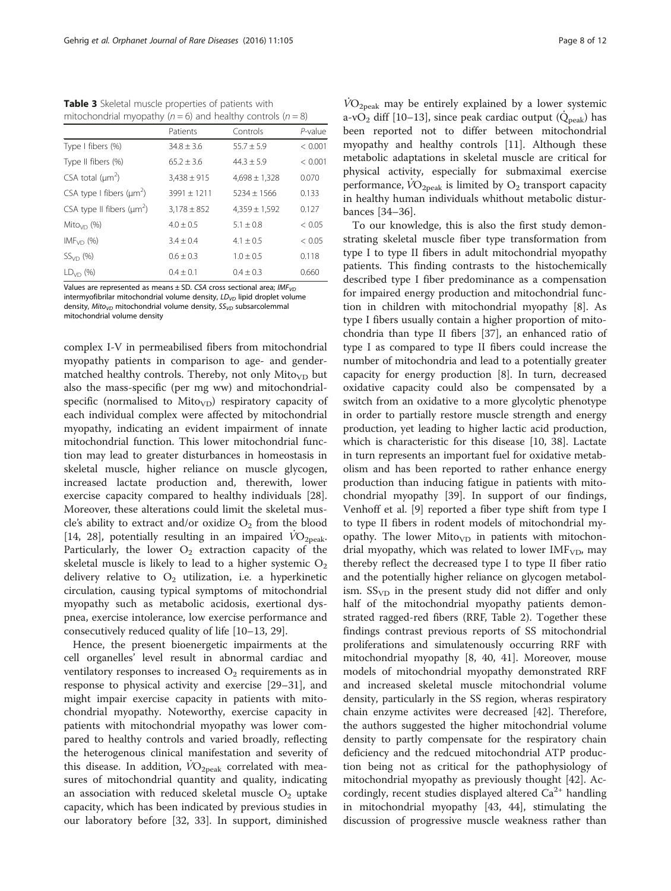**Table 3** Skeletal muscle properties of patients with mitochondrial myopathy ($n = 6$) and healthy controls ($n = 8$)

| | Patients | Controls | *P*-value |
|---|---|---|---|
| Type I fibers (%) | 34.8 ± 3.6 | 55.7 ± 5.9 | < 0.001 |
| Type II fibers (%) | 65.2 ± 3.6 | 44.3 ± 5.9 | < 0.001 |
| CSA total (μm$^2$) | 3,438 ± 915 | 4,698 ± 1,328 | 0.070 |
| CSA type I fibers (μm$^2$) | 3991 ± 1211 | 5234 ± 1566 | 0.133 |
| CSA type II fibers (μm$^2$) | 3,178 ± 852 | 4,359 ± 1,592 | 0.127 |
| $Mito_{VD}$ (%) | 4.0 ± 0.5 | 5.1 ± 0.8 | < 0.05 |
| $IMF_{VD}$ (%) | 3.4 ± 0.4 | 4.1 ± 0.5 | < 0.05 |
| $SS_{VD}$ (%) | 0.6 ± 0.3 | 1.0 ± 0.5 | 0.118 |
| $LD_{VD}$ (%) | 0.4 ± 0.1 | 0.4 ± 0.3 | 0.660 |

Values are represented as means ± SD. *CSA* cross sectional area; $IMF_{VD}$ intermyofibrilar mitochondrial volume density, $LD_{VD}$ lipid droplet volume density, $Mito_{VD}$ mitochondrial volume density, $SS_{VD}$ subsarcolemmal mitochondrial volume density

complex I-V in permeabilised fibers from mitochondrial myopathy patients in comparison to age- and gender-matched healthy controls. Thereby, not only $Mito_{VD}$ but also the mass-specific (per mg ww) and mitochondrial-specific (normalised to $Mito_{VD}$) respiratory capacity of each individual complex were affected by mitochondrial myopathy, indicating an evident impairment of innate mitochondrial function. This lower mitochondrial function may lead to greater disturbances in homeostasis in skeletal muscle, higher reliance on muscle glycogen, increased lactate production and, therewith, lower exercise capacity compared to healthy individuals [28]. Moreover, these alterations could limit the skeletal muscle's ability to extract and/or oxidize $O_2$ from the blood [14, 28], potentially resulting in an impaired $\dot{V}O_{2peak}$. Particularly, the lower $O_2$ extraction capacity of the skeletal muscle is likely to lead to a higher systemic $O_2$ delivery relative to $O_2$ utilization, i.e. a hyperkinetic circulation, causing typical symptoms of mitochondrial myopathy such as metabolic acidosis, exertional dyspnea, exercise intolerance, low exercise performance and consecutively reduced quality of life [10–13, 29].

Hence, the present bioenergetic impairments at the cell organelles' level result in abnormal cardiac and ventilatory responses to increased $O_2$ requirements as in response to physical activity and exercise [29–31], and might impair exercise capacity in patients with mitochondrial myopathy. Noteworthy, exercise capacity in patients with mitochondrial myopathy was lower compared to healthy controls and varied broadly, reflecting the heterogenous clinical manifestation and severity of this disease. In addition, $\dot{V}O_{2peak}$ correlated with measures of mitochondrial quantity and quality, indicating an association with reduced skeletal muscle $O_2$ uptake capacity, which has been indicated by previous studies in our laboratory before [32, 33]. In support, diminished $\dot{V}O_{2peak}$ may be entirely explained by a lower systemic a-v$O_2$ diff [10–13], since peak cardiac output ($\dot{Q}_{peak}$) has been reported not to differ between mitochondrial myopathy and healthy controls [11]. Although these metabolic adaptations in skeletal muscle are critical for physical activity, especially for submaximal exercise performance, $\dot{V}O_{2peak}$ is limited by $O_2$ transport capacity in healthy human individuals whithout metabolic disturbances [34–36].

To our knowledge, this is also the first study demonstrating skeletal muscle fiber type transformation from type I to type II fibers in adult mitochondrial myopathy patients. This finding contrasts to the histochemically described type I fiber predominance as a compensation for impaired energy production and mitochondrial function in children with mitochondrial myopathy [8]. As type I fibers usually contain a higher proportion of mitochondria than type II fibers [37], an enhanced ratio of type I as compared to type II fibers could increase the number of mitochondria and lead to a potentially greater capacity for energy production [8]. In turn, decreased oxidative capacity could also be compensated by a switch from an oxidative to a more glycolytic phenotype in order to partially restore muscle strength and energy production, yet leading to higher lactic acid production, which is characteristic for this disease [10, 38]. Lactate in turn represents an important fuel for oxidative metabolism and has been reported to rather enhance energy production than inducing fatigue in patients with mitochondrial myopathy [39]. In support of our findings, Venhoff et al. [9] reported a fiber type shift from type I to type II fibers in rodent models of mitochondrial myopathy. The lower $Mito_{VD}$ in patients with mitochondrial myopathy, which was related to lower $IMF_{VD}$, may thereby reflect the decreased type I to type II fiber ratio and the potentially higher reliance on glycogen metabolism. $SS_{VD}$ in the present study did not differ and only half of the mitochondrial myopathy patients demonstrated ragged-red fibers (RRF, Table 2). Together these findings contrast previous reports of SS mitochondrial proliferations and simulatenously occurring RRF with mitochondrial myopathy [8, 40, 41]. Moreover, mouse models of mitochondrial myopathy demonstrated RRF and increased skeletal muscle mitochondrial volume density, particularly in the SS region, wheras respiratory chain enzyme activites were decreased [42]. Therefore, the authors suggested the higher mitochondrial volume density to partly compensate for the respiratory chain deficiency and the redcued mitochondrial ATP production being not as critical for the pathophysiology of mitochondrial myopathy as previously thought [42]. Accordingly, recent studies displayed altered $Ca^{2+}$ handling in mitochondrial myopathy [43, 44], stimulating the discussion of progressive muscle weakness rather than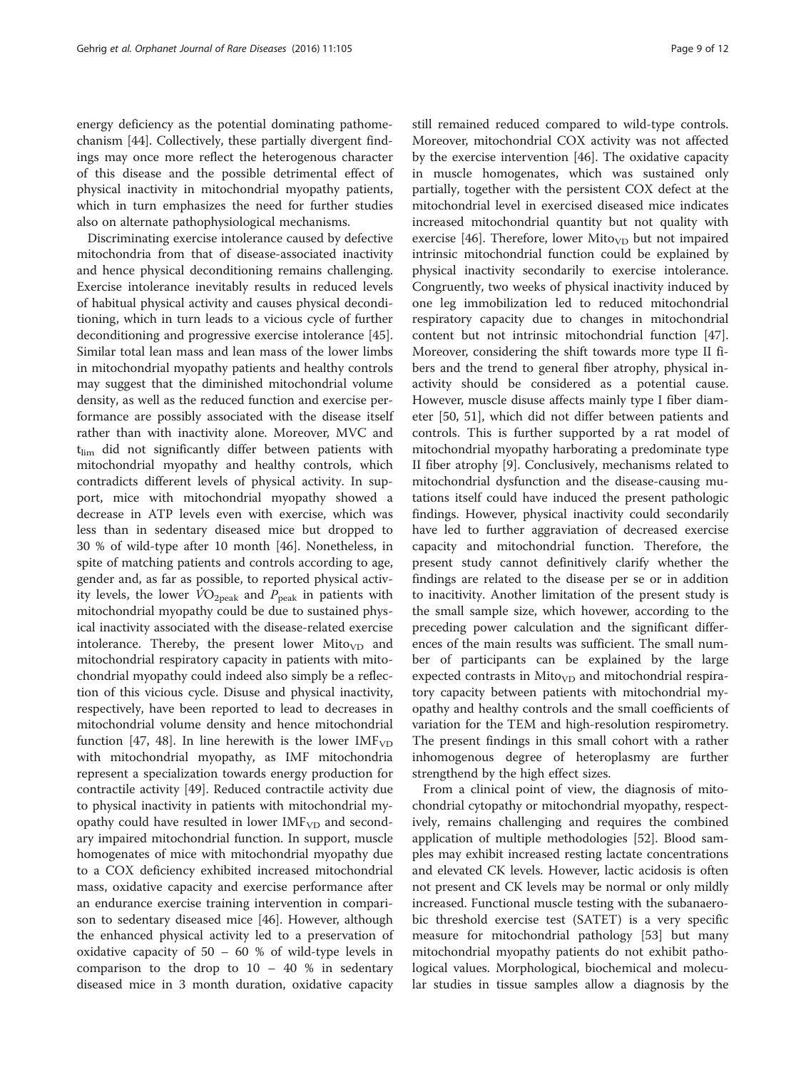energy deficiency as the potential dominating pathomechanism [44]. Collectively, these partially divergent findings may once more reflect the heterogenous character of this disease and the possible detrimental effect of physical inactivity in mitochondrial myopathy patients, which in turn emphasizes the need for further studies also on alternate pathophysiological mechanisms.

Discriminating exercise intolerance caused by defective mitochondria from that of disease-associated inactivity and hence physical deconditioning remains challenging. Exercise intolerance inevitably results in reduced levels of habitual physical activity and causes physical deconditioning, which in turn leads to a vicious cycle of further deconditioning and progressive exercise intolerance [45]. Similar total lean mass and lean mass of the lower limbs in mitochondrial myopathy patients and healthy controls may suggest that the diminished mitochondrial volume density, as well as the reduced function and exercise performance are possibly associated with the disease itself rather than with inactivity alone. Moreover, MVC and $t_{lim}$ did not significantly differ between patients with mitochondrial myopathy and healthy controls, which contradicts different levels of physical activity. In support, mice with mitochondrial myopathy showed a decrease in ATP levels even with exercise, which was less than in sedentary diseased mice but dropped to 30 % of wild-type after 10 month [46]. Nonetheless, in spite of matching patients and controls according to age, gender and, as far as possible, to reported physical activity levels, the lower $\dot{V}O_{2peak}$ and $P_{peak}$ in patients with mitochondrial myopathy could be due to sustained physical inactivity associated with the disease-related exercise intolerance. Thereby, the present lower $Mito_{VD}$ and mitochondrial respiratory capacity in patients with mitochondrial myopathy could indeed also simply be a reflection of this vicious cycle. Disuse and physical inactivity, respectively, have been reported to lead to decreases in mitochondrial volume density and hence mitochondrial function [47, 48]. In line herewith is the lower $IMF_{VD}$ with mitochondrial myopathy, as IMF mitochondria represent a specialization towards energy production for contractile activity [49]. Reduced contractile activity due to physical inactivity in patients with mitochondrial myopathy could have resulted in lower $IMF_{VD}$ and secondary impaired mitochondrial function. In support, muscle homogenates of mice with mitochondrial myopathy due to a COX deficiency exhibited increased mitochondrial mass, oxidative capacity and exercise performance after an endurance exercise training intervention in comparison to sedentary diseased mice [46]. However, although the enhanced physical activity led to a preservation of oxidative capacity of 50 – 60 % of wild-type levels in comparison to the drop to 10 – 40 % in sedentary diseased mice in 3 month duration, oxidative capacity still remained reduced compared to wild-type controls. Moreover, mitochondrial COX activity was not affected by the exercise intervention [46]. The oxidative capacity in muscle homogenates, which was sustained only partially, together with the persistent COX defect at the mitochondrial level in exercised diseased mice indicates increased mitochondrial quantity but not quality with exercise [46]. Therefore, lower $Mito_{VD}$ but not impaired intrinsic mitochondrial function could be explained by physical inactivity secondarily to exercise intolerance. Congruently, two weeks of physical inactivity induced by one leg immobilization led to reduced mitochondrial respiratory capacity due to changes in mitochondrial content but not intrinsic mitochondrial function [47]. Moreover, considering the shift towards more type II fibers and the trend to general fiber atrophy, physical inactivity should be considered as a potential cause. However, muscle disuse affects mainly type I fiber diameter [50, 51], which did not differ between patients and controls. This is further supported by a rat model of mitochondrial myopathy harboring a predominate type II fiber atrophy [9]. Conclusively, mechanisms related to mitochondrial dysfunction and the disease-causing mutations itself could have induced the present pathologic findings. However, physical inactivity could secondarily have led to further aggraviation of decreased exercise capacity and mitochondrial function. Therefore, the present study cannot definitively clarify whether the findings are related to the disease per se or in addition to inactivity. Another limitation of the present study is the small sample size, which hovewer, according to the preceding power calculation and the significant differences of the main results was sufficient. The small number of participants can be explained by the large expected contrasts in $Mito_{VD}$ and mitochondrial respiratory capacity between patients with mitochondrial myopathy and healthy controls and the small coefficients of variation for the TEM and high-resolution respirometry. The present findings in this small cohort with a rather inhomogenous degree of heteroplasmy are further strengthend by the high effect sizes.

From a clinical point of view, the diagnosis of mitochondrial cytopathy or mitochondrial myopathy, respectively, remains challenging and requires the combined application of multiple methodologies [52]. Blood samples may exhibit increased resting lactate concentrations and elevated CK levels. However, lactic acidosis is often not present and CK levels may be normal or only mildly increased. Functional muscle testing with the subanaerobic threshold exercise test (SATET) is a very specific measure for mitochondrial pathology [53] but many mitochondrial myopathy patients do not exhibit pathological values. Morphological, biochemical and molecular studies in tissue samples allow a diagnosis by the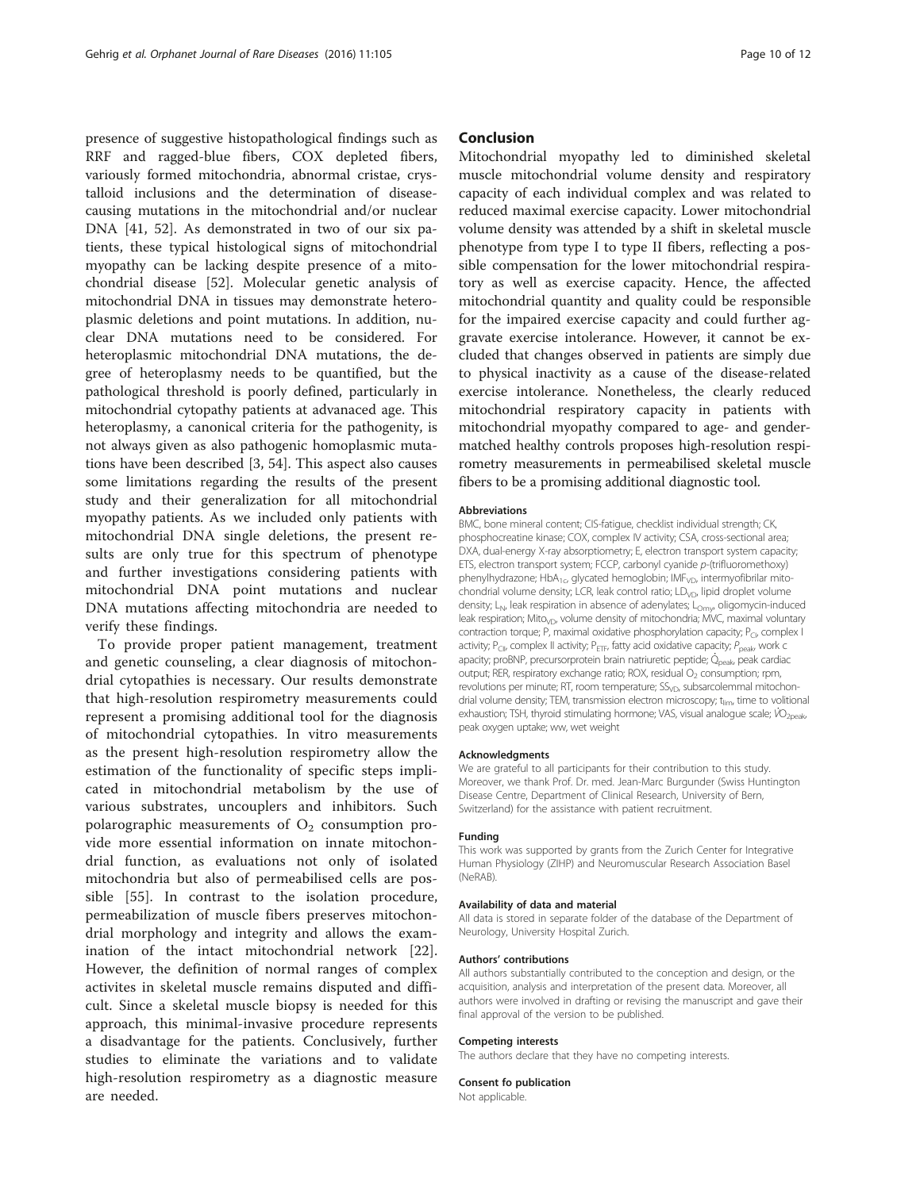presence of suggestive histopathological findings such as RRF and ragged-blue fibers, COX depleted fibers, variously formed mitochondria, abnormal cristae, crystalloid inclusions and the determination of disease-causing mutations in the mitochondrial and/or nuclear DNA [41, 52]. As demonstrated in two of our six patients, these typical histological signs of mitochondrial myopathy can be lacking despite presence of a mitochondrial disease [52]. Molecular genetic analysis of mitochondrial DNA in tissues may demonstrate heteroplasmic deletions and point mutations. In addition, nuclear DNA mutations need to be considered. For heteroplasmic mitochondrial DNA mutations, the degree of heteroplasmy needs to be quantified, but the pathological threshold is poorly defined, particularly in mitochondrial cytopathy patients at advanaced age. This heteroplasmy, a canonical criteria for the pathogenity, is not always given as also pathogenic homoplasmic mutations have been described [3, 54]. This aspect also causes some limitations regarding the results of the present study and their generalization for all mitochondrial myopathy patients. As we included only patients with mitochondrial DNA single deletions, the present results are only true for this spectrum of phenotype and further investigations considering patients with mitochondrial DNA point mutations and nuclear DNA mutations affecting mitochondria are needed to verify these findings.

To provide proper patient management, treatment and genetic counseling, a clear diagnosis of mitochondrial cytopathies is necessary. Our results demonstrate that high-resolution respirometry measurements could represent a promising additional tool for the diagnosis of mitochondrial cytopathies. In vitro measurements as the present high-resolution respirometry allow the estimation of the functionality of specific steps implicated in mitochondrial metabolism by the use of various substrates, uncouplers and inhibitors. Such polarographic measurements of $O_2$ consumption provide more essential information on innate mitochondrial function, as evaluations not only of isolated mitochondria but also of permeabilised cells are possible [55]. In contrast to the isolation procedure, permeabilization of muscle fibers preserves mitochondrial morphology and integrity and allows the examination of the intact mitochondrial network [22]. However, the definition of normal ranges of complex activites in skeletal muscle remains disputed and difficult. Since a skeletal muscle biopsy is needed for this approach, this minimal-invasive procedure represents a disadvantage for the patients. Conclusively, further studies to eliminate the variations and to validate high-resolution respirometry as a diagnostic measure are needed.

## Conclusion

Mitochondrial myopathy led to diminished skeletal muscle mitochondrial volume density and respiratory capacity of each individual complex and was related to reduced maximal exercise capacity. Lower mitochondrial volume density was attended by a shift in skeletal muscle phenotype from type I to type II fibers, reflecting a possible compensation for the lower mitochondrial respiratory as well as exercise capacity. Hence, the affected mitochondrial quantity and quality could be responsible for the impaired exercise capacity and could further aggravate exercise intolerance. However, it cannot be excluded that changes observed in patients are simply due to physical inactivity as a cause of the disease-related exercise intolerance. Nonetheless, the clearly reduced mitochondrial respiratory capacity in patients with mitochondrial myopathy compared to age- and gender-matched healthy controls proposes high-resolution respirometry measurements in permeabilised skeletal muscle fibers to be a promising additional diagnostic tool.

#### Abbreviations

BMC, bone mineral content; CIS-fatigue, checklist individual strength; CK, phosphocreatine kinase; COX, complex IV activity; CSA, cross-sectional area; DXA, dual-energy X-ray absorptiometry; E, electron transport system capacity; ETS, electron transport system; FCCP, carbonyl cyanide *p*-(trifluoromethoxy) phenylhydrazone; $HbA_{1c}$, glycated hemoglobin; $IMF_{VD}$, intermyofibrilar mitochondrial volume density; LCR, leak control ratio; $LD_{VD}$, lipid droplet volume density; $L_N$, leak respiration in absence of adenylates; $L_{Omy}$, oligomycin-induced leak respiration; $Mito_{VD}$, volume density of mitochondria; MVC, maximal voluntary contraction torque; P, maximal oxidative phosphorylation capacity; $P_{CI}$, complex I activity; $P_{CII}$, complex II activity; $P_{ETF}$, fatty acid oxidative capacity; $P_{peak}$, work c apacity; proBNP, precursorprotein brain natriuretic peptide; $\dot{Q}_{peak}$, peak cardiac output; RER, respiratory exchange ratio; ROX, residual $O_2$ consumption; rpm, revolutions per minute; RT, room temperature; $SS_{VD}$, subsarcolemmal mitochondrial volume density; TEM, transmission electron microscopy; $t_{lim}$, time to volitional exhaustion; TSH, thyroid stimulating hormone; VAS, visual analogue scale; $\dot{V}O_{2peak}$, peak oxygen uptake; ww, wet weight

#### Acknowledgments

We are grateful to all participants for their contribution to this study. Moreover, we thank Prof. Dr. med. Jean-Marc Burgunder (Swiss Huntington Disease Centre, Department of Clinical Research, University of Bern, Switzerland) for the assistance with patient recruitment.

#### Funding

This work was supported by grants from the Zurich Center for Integrative Human Physiology (ZIHP) and Neuromuscular Research Association Basel (NeRAB).

#### Availability of data and material

All data is stored in separate folder of the database of the Department of Neurology, University Hospital Zurich.

#### Authors' contributions

All authors substantially contributed to the conception and design, or the acquisition, analysis and interpretation of the present data. Moreover, all authors were involved in drafting or revising the manuscript and gave their final approval of the version to be published.

#### Competing interests

The authors declare that they have no competing interests.

#### Consent fo publication

Not applicable.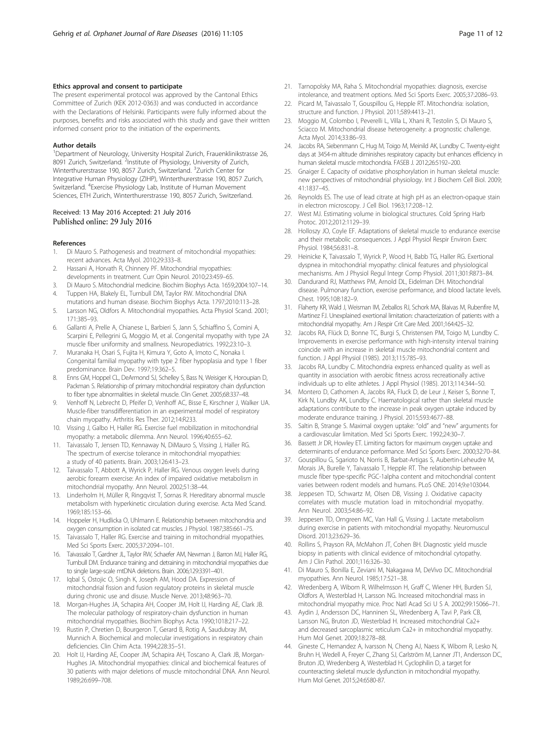#### Ethics approval and consent to participate

The present experimental protocol was approved by the Cantonal Ethics Committee of Zurich (KEK 2012-0363) and was conducted in accordance with the Declarations of Helsinki. Participants were fully informed about the purposes, benefits and risks associated with this study and gave their written informed consent prior to the initiation of the experiments.

#### Author details

[1]Department of Neurology, University Hospital Zurich, Frauenklinikstrasse 26, 8091 Zurich, Switzerland. [2]Institute of Physiology, University of Zurich, Winterthurerstrasse 190, 8057 Zurich, Switzerland. [3]Zurich Center for Integrative Human Physiology (ZIHP), Winterthurerstrasse 190, 8057 Zurich, Switzerland. [4]Exercise Physiology Lab, Institute of Human Movement Sciences, ETH Zurich, Winterthurerstrasse 190, 8057 Zurich, Switzerland.

Received: 13 May 2016 Accepted: 21 July 2016
Published online: 29 July 2016

#### References

1. Di Mauro S. Pathogenesis and treatment of mitochondrial myopathies: recent advances. Acta Myol. 2010;29:333–8.
2. Hassani A, Horvath R, Chinnery PF. Mitochondrial myopathies: developments in treatment. Curr Opin Neurol. 2010;23:459–65.
3. Di Mauro S. Mitochondrial medicine. Biochim Biophys Acta. 1659;2004:107–14.
4. Tuppen HA, Blakely EL, Turnbull DM, Taylor RW. Mitochondrial DNA mutations and human disease. Biochim Biophys Acta. 1797;2010:113–28.
5. Larsson NG, Oldfors A. Mitochondrial myopathies. Acta Physiol Scand. 2001; 171:385–93.
6. Gallanti A, Prelle A, Chianese L, Barbieri S, Jann S, Schiaffino S, Comini A, Scarpini E, Pellegrini G, Moggio M, et al. Congenital myopathy with type 2A muscle fiber uniformity and smallness. Neuropediatrics. 1992;23:10–3.
7. Muranaka H, Osari S, Fujita H, Kimura Y, Goto A, Imoto C, Nonaka I. Congenital familial myopathy with type 2 fiber hypoplasia and type 1 fiber predominance. Brain Dev. 1997;19:362–5.
8. Enns GM, Hoppel CL, DeArmond SJ, Schelley S, Bass N, Weisiger K, Horoupian D, Packman S. Relationship of primary mitochondrial respiratory chain dysfunction to fiber type abnormalities in skeletal muscle. Clin Genet. 2005;68:337–48.
9. Venhoff N, Lebrecht D, Pfeifer D, Venhoff AC, Bisse E, Kirschner J, Walker UA. Muscle-fiber transdifferentiation in an experimental model of respiratory chain myopathy. Arthritis Res Ther. 2012;14:R233.
10. Vissing J, Galbo H, Haller RG. Exercise fuel mobilization in mitochondrial myopathy: a metabolic dilemma. Ann Neurol. 1996;40:655–62.
11. Taivassalo T, Jensen TD, Kennaway N, DiMauro S, Vissing J, Haller RG. The spectrum of exercise tolerance in mitochondrial myopathies: a study of 40 patients. Brain. 2003;126:413–23.
12. Taivassalo T, Abbott A, Wyrick P, Haller RG. Venous oxygen levels during aerobic forearm exercise: An index of impaired oxidative metabolism in mitochondrial myopathy. Ann Neurol. 2002;51:38–44.
13. Linderholm H, Müller R, Ringqvist T, Sornas R. Hereditary abnormal muscle metabolism with hyperkinetic circulation during exercise. Acta Med Scand. 1969;185:153–66.
14. Hoppeler H, Hudlicka O, Uhlmann E. Relationship between mitochondria and oxygen consumption in isolated cat muscles. J Physiol. 1987;385:661–75.
15. Taivassalo T, Haller RG. Exercise and training in mitochondrial myopathies. Med Sci Sports Exerc. 2005;37:2094–101.
16. Taivassalo T, Gardner JL, Taylor RW, Schaefer AM, Newman J, Barron MJ, Haller RG, Turnbull DM. Endurance training and detraining in mitochondrial myopathies due to single large-scale mtDNA deletions. Brain. 2006;129:3391–401.
17. Iqbal S, Ostojic O, Singh K, Joseph AM, Hood DA. Expression of mitochondrial fission and fusion regulatory proteins in skeletal muscle during chronic use and disuse. Muscle Nerve. 2013;48:963–70.
18. Morgan-Hughes JA, Schapira AH, Cooper JM, Holt IJ, Harding AE, Clark JB. The molecular pathology of respiratory-chain dysfunction in human mitochondrial myopathies. Biochim Biophys Acta. 1990;1018:217–22.
19. Rustin P, Chretien D, Bourgeron T, Gerard B, Rotig A, Saudubray JM, Munnich A. Biochemical and molecular investigations in respiratory chain deficiencies. Clin Chim Acta. 1994;228:35–51.
20. Holt IJ, Harding AE, Cooper JM, Schapira AH, Toscano A, Clark JB, Morgan-Hughes JA. Mitochondrial myopathies: clinical and biochemical features of 30 patients with major deletions of muscle mitochondrial DNA. Ann Neurol. 1989;26:699–708.
21. Tarnopolsky MA, Raha S. Mitochondrial myopathies: diagnosis, exercise intolerance, and treatment options. Med Sci Sports Exerc. 2005;37:2086–93.
22. Picard M, Taivassalo T, Gouspillou G, Hepple RT. Mitochondria: isolation, structure and function. J Physiol. 2011;589:4413–21.
23. Moggio M, Colombo I, Peverelli L, Villa L, Xhani R, Testolin S, Di Mauro S, Sciacco M. Mitochondrial disease heterogeneity: a prognostic challenge. Acta Myol. 2014;33:86–93.
24. Jacobs RA, Siebenmann C, Hug M, Toigo M, Meinild AK, Lundby C. Twenty-eight days at 3454-m altitude diminishes respiratory capacity but enhances efficiency in human skeletal muscle mitochondria. FASEB J. 2012;26:5192–200.
25. Gnaiger E. Capacity of oxidative phosphorylation in human skeletal muscle: new perspectives of mitochondrial physiology. Int J Biochem Cell Biol. 2009; 41:1837–45.
26. Reynolds ES. The use of lead citrate at high pH as an electron-opaque stain in electron microscopy. J Cell Biol. 1963;17:208–12.
27. West MJ. Estimating volume in biological structures. Cold Spring Harb Protoc. 2012;2012:1129–39.
28. Holloszy JO, Coyle EF. Adaptations of skeletal muscle to endurance exercise and their metabolic consequences. J Appl Physiol Respir Environ Exerc Physiol. 1984;56:831–8.
29. Heinicke K, Taivassalo T, Wyrick P, Wood H, Babb TG, Haller RG. Exertional dyspnea in mitochondrial myopathy: clinical features and physiological mechanisms. Am J Physiol Regul Integr Comp Physiol. 2011;301:R873–84.
30. Dandurand RJ, Matthews PM, Arnold DL, Eidelman DH. Mitochondrial disease. Pulmonary function, exercise performance, and blood lactate levels. Chest. 1995;108:182–9.
31. Flaherty KR, Wald J, Weisman IM, Zeballos RJ, Schork MA, Blaivas M, Rubenfire M, Martinez FJ. Unexplained exertional limitation: characterization of patients with a mitochondrial myopathy. Am J Respir Crit Care Med. 2001;164:425–32.
32. Jacobs RA, Flück D, Bonne TC, Burgi S, Christensen PM, Toigo M, Lundby C. Improvements in exercise performance with high-intensity interval training coincide with an increase in skeletal muscle mitochondrial content and function. J Appl Physiol (1985). 2013;115:785–93.
33. Jacobs RA, Lundby C. Mitochondria express enhanced quality as well as quantity in association with aerobic fitness across recreationally active individuals up to elite athletes. J Appl Physiol (1985). 2013;114:344–50.
34. Montero D, Cathomen A, Jacobs RA, Fluck D, de Leur J, Keiser S, Bonne T, Kirk N, Lundby AK, Lundby C. Haematological rather than skeletal muscle adaptations contribute to the increase in peak oxygen uptake induced by moderate endurance training. J Physiol. 2015;593:4677–88.
35. Saltin B, Strange S. Maximal oxygen uptake: "old" and "new" arguments for a cardiovascular limitation. Med Sci Sports Exerc. 1992;24:30–7.
36. Bassett Jr DR, Howley ET. Limiting factors for maximum oxygen uptake and determinants of endurance performance. Med Sci Sports Exerc. 2000;32:70–84.
37. Gouspillou G, Sgarioto N, Norris B, Barbat-Artigas S, Aubertin-Leheudre M, Morais JA, Burelle Y, Taivassalo T, Hepple RT. The relationship between muscle fiber type-specific PGC-1alpha content and mitochondrial content varies between rodent models and humans. PLoS ONE. 2014;9:e103044.
38. Jeppesen TD, Schwartz M, Olsen DB, Vissing J. Oxidative capacity correlates with muscle mutation load in mitochondrial myopathy. Ann Neurol. 2003;54:86–92.
39. Jeppesen TD, Orngreen MC, Van Hall G, Vissing J. Lactate metabolism during exercise in patients with mitochondrial myopathy. Neuromuscul Disord. 2013;23:629–36.
40. Rollins S, Prayson RA, McMahon JT, Cohen BH. Diagnostic yield muscle biopsy in patients with clinical evidence of mitochondrial cytopathy. Am J Clin Pathol. 2001;116:326–30.
41. Di Mauro S, Bonilla E, Zeviani M, Nakagawa M, DeVivo DC. Mitochondrial myopathies. Ann Neurol. 1985;17:521–38.
42. Wredenberg A, Wibom R, Wilhelmsson H, Graff C, Wiener HH, Burden SJ, Oldfors A, Westerblad H, Larsson NG. Increased mitochondrial mass in mitochondrial myopathy mice. Proc Natl Acad Sci U S A. 2002;99:15066–71.
43. Aydin J, Andersson DC, Hanninen SL, Wredenberg A, Tavi P, Park CB, Larsson NG, Bruton JD, Westerblad H. Increased mitochondrial Ca2+ and decreased sarcoplasmic reticulum Ca2+ in mitochondrial myopathy. Hum Mol Genet. 2009;18:278–88.
44. Gineste C, Hernandez A, Ivarsson N, Cheng AJ, Naess K, Wibom R, Lesko N, Bruhn H, Wedell A, Freyer C, Zhang SJ, Carlström M, Lanner JT1, Andersson DC, Bruton JD, Wredenberg A, Westerblad H. Cyclophilin D, a target for counteracting skeletal muscle dysfunction in mitochondrial myopathy. Hum Mol Genet. 2015;24:6580-87.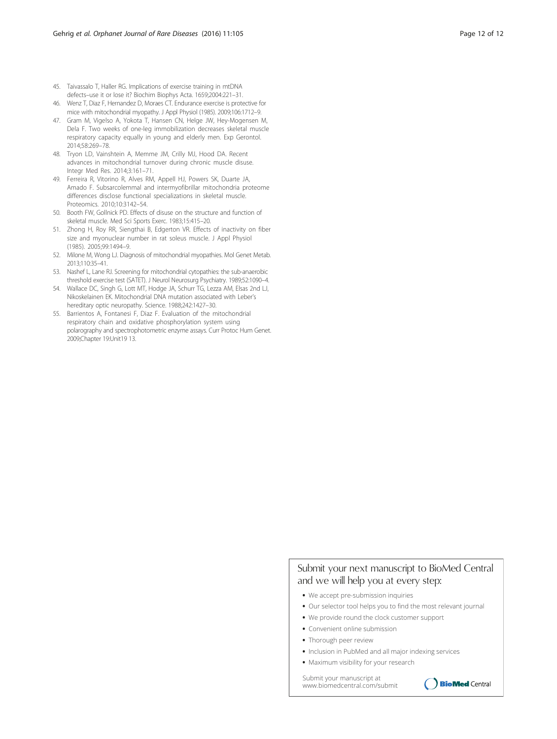45. Taivassalo T, Haller RG. Implications of exercise training in mtDNA defects–use it or lose it? Biochim Biophys Acta. 1659;2004:221–31.
46. Wenz T, Diaz F, Hernandez D, Moraes CT. Endurance exercise is protective for mice with mitochondrial myopathy. J Appl Physiol (1985). 2009;106:1712–9.
47. Gram M, Vigelso A, Yokota T, Hansen CN, Helge JW, Hey-Mogensen M, Dela F. Two weeks of one-leg immobilization decreases skeletal muscle respiratory capacity equally in young and elderly men. Exp Gerontol. 2014;58:269–78.
48. Tryon LD, Vainshtein A, Memme JM, Crilly MJ, Hood DA. Recent advances in mitochondrial turnover during chronic muscle disuse. Integr Med Res. 2014;3:161–71.
49. Ferreira R, Vitorino R, Alves RM, Appell HJ, Powers SK, Duarte JA, Amado F. Subsarcolemmal and intermyofibrillar mitochondria proteome differences disclose functional specializations in skeletal muscle. Proteomics. 2010;10:3142–54.
50. Booth FW, Gollnick PD. Effects of disuse on the structure and function of skeletal muscle. Med Sci Sports Exerc. 1983;15:415–20.
51. Zhong H, Roy RR, Siengthai B, Edgerton VR. Effects of inactivity on fiber size and myonuclear number in rat soleus muscle. J Appl Physiol (1985). 2005;99:1494–9.
52. Milone M, Wong LJ. Diagnosis of mitochondrial myopathies. Mol Genet Metab. 2013;110:35–41.
53. Nashef L, Lane RJ. Screening for mitochondrial cytopathies: the sub-anaerobic threshold exercise test (SATET). J Neurol Neurosurg Psychiatry. 1989;52:1090–4.
54. Wallace DC, Singh G, Lott MT, Hodge JA, Schurr TG, Lezza AM, Elsas 2nd LJ, Nikoskelainen EK. Mitochondrial DNA mutation associated with Leber's hereditary optic neuropathy. Science. 1988;242:1427–30.
55. Barrientos A, Fontanesi F, Diaz F. Evaluation of the mitochondrial respiratory chain and oxidative phosphorylation system using polarography and spectrophotometric enzyme assays. Curr Protoc Hum Genet. 2009;Chapter 19:Unit19 13.

Submit your next manuscript to BioMed Central and we will help you at every step:

- We accept pre-submission inquiries
- Our selector tool helps you to find the most relevant journal
- We provide round the clock customer support
- Convenient online submission
- Thorough peer review
- Inclusion in PubMed and all major indexing services
- Maximum visibility for your research

Submit your manuscript at
www.biomedcentral.com/submit

BioMed Central